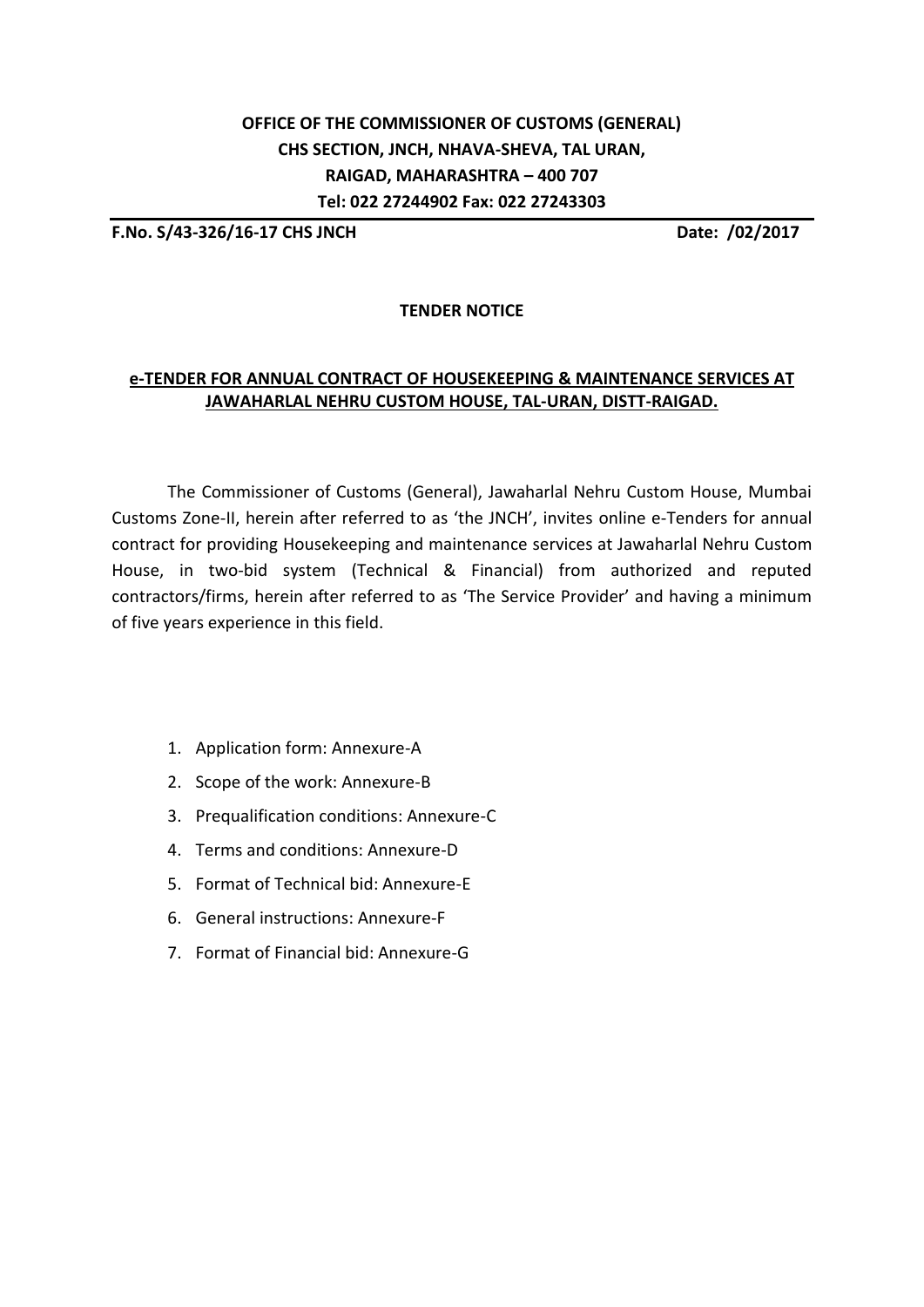**OFFICE OF THE COMMISSIONER OF CUSTOMS (GENERAL)**
**CHS SECTION, JNCH, NHAVA-SHEVA, TAL URAN,**
**RAIGAD, MAHARASHTRA – 400 707**
**Tel: 022 27244902 Fax: 022 27243303**

**F.No. S/43-326/16-17 CHS JNCH** **Date: /02/2017**

## TENDER NOTICE

### e-TENDER FOR ANNUAL CONTRACT OF HOUSEKEEPING & MAINTENANCE SERVICES AT JAWAHARLAL NEHRU CUSTOM HOUSE, TAL-URAN, DISTT-RAIGAD.

The Commissioner of Customs (General), Jawaharlal Nehru Custom House, Mumbai Customs Zone-II, herein after referred to as 'the JNCH', invites online e-Tenders for annual contract for providing Housekeeping and maintenance services at Jawaharlal Nehru Custom House, in two-bid system (Technical & Financial) from authorized and reputed contractors/firms, herein after referred to as 'The Service Provider' and having a minimum of five years experience in this field.

1. Application form: Annexure-A
2. Scope of the work: Annexure-B
3. Prequalification conditions: Annexure-C
4. Terms and conditions: Annexure-D
5. Format of Technical bid: Annexure-E
6. General instructions: Annexure-F
7. Format of Financial bid: Annexure-G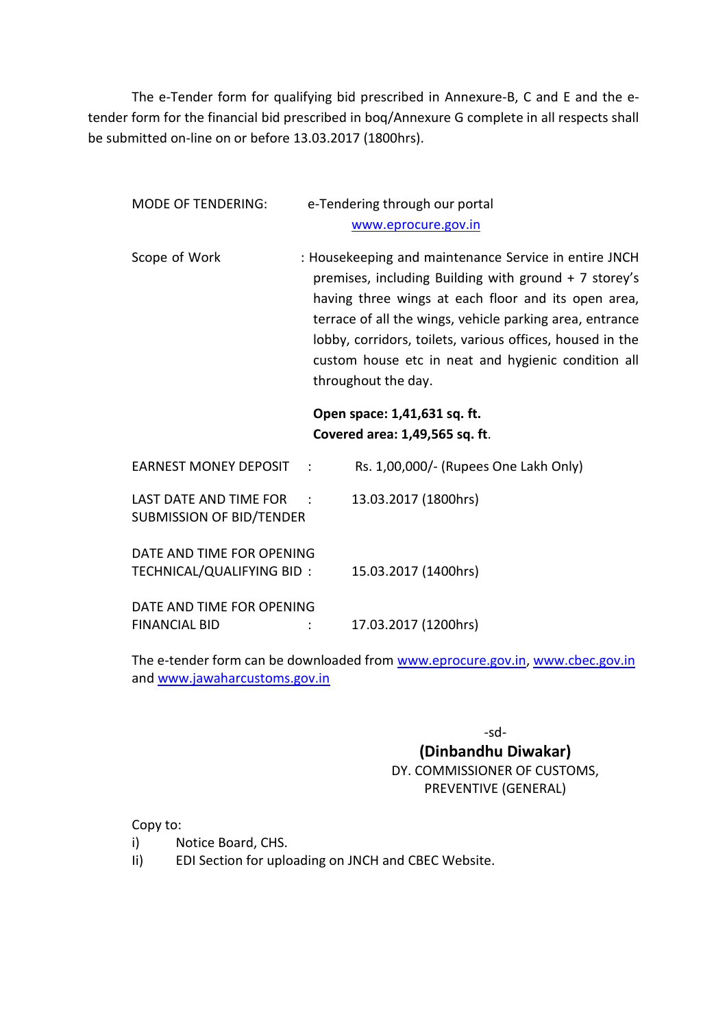The e-Tender form for qualifying bid prescribed in Annexure-B, C and E and the e-tender form for the financial bid prescribed in boq/Annexure G complete in all respects shall be submitted on-line on or before 13.03.2017 (1800hrs).

MODE OF TENDERING: e-Tendering through our portal www.eprocure.gov.in

Scope of Work : Housekeeping and maintenance Service in entire JNCH premises, including Building with ground + 7 storey's having three wings at each floor and its open area, terrace of all the wings, vehicle parking area, entrance lobby, corridors, toilets, various offices, housed in the custom house etc in neat and hygienic condition all throughout the day.

**Open space: 1,41,631 sq. ft.**
**Covered area: 1,49,565 sq. ft**.

EARNEST MONEY DEPOSIT : Rs. 1,00,000/- (Rupees One Lakh Only)

LAST DATE AND TIME FOR SUBMISSION OF BID/TENDER : 13.03.2017 (1800hrs)

DATE AND TIME FOR OPENING TECHNICAL/QUALIFYING BID : 15.03.2017 (1400hrs)

DATE AND TIME FOR OPENING FINANCIAL BID : 17.03.2017 (1200hrs)

The e-tender form can be downloaded from www.eprocure.gov.in, www.cbec.gov.in and www.jawaharcustoms.gov.in

-sd-

**(Dinbandhu Diwakar)**
DY. COMMISSIONER OF CUSTOMS,
PREVENTIVE (GENERAL)

Copy to:

i) Notice Board, CHS.
Ii) EDI Section for uploading on JNCH and CBEC Website.